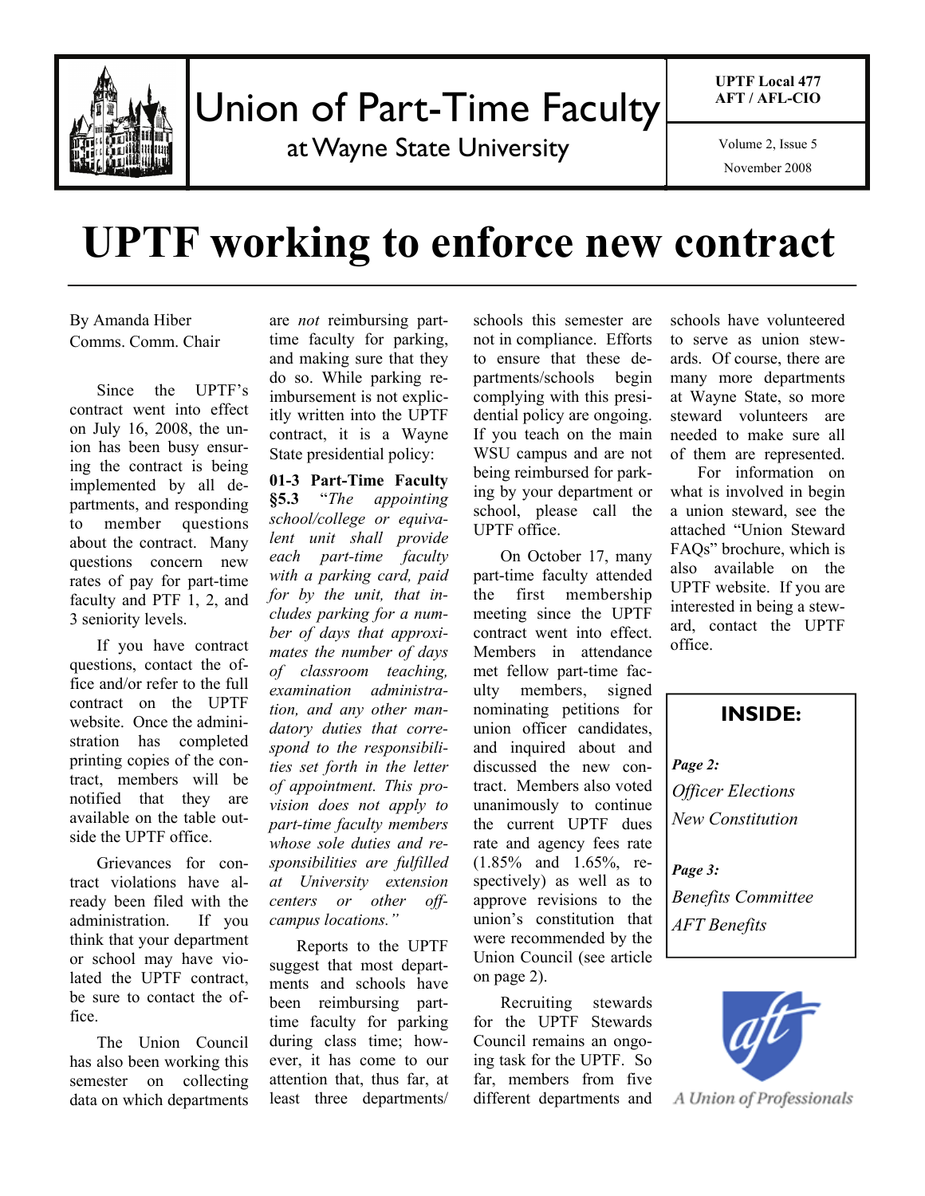Union of Part-Time Faculty

at Wayne State University

UPTF Local 477
AFT / AFL-CIO

Volume 2, Issue 5

November 2008

# UPTF working to enforce new contract

By Amanda Hiber
Comms. Comm. Chair

Since the UPTF's contract went into effect on July 16, 2008, the union has been busy ensuring the contract is being implemented by all departments, and responding to member questions about the contract. Many questions concern new rates of pay for part-time faculty and PTF 1, 2, and 3 seniority levels.

If you have contract questions, contact the office and/or refer to the full contract on the UPTF website. Once the administration has completed printing copies of the contract, members will be notified that they are available on the table outside the UPTF office.

Grievances for contract violations have already been filed with the administration. If you think that your department or school may have violated the UPTF contract, be sure to contact the office.

The Union Council has also been working this semester on collecting data on which departments are *not* reimbursing part-time faculty for parking, and making sure that they do so. While parking reimbursement is not explicitly written into the UPTF contract, it is a Wayne State presidential policy:

**01-3 Part-Time Faculty §5.3** "*The appointing school/college or equivalent unit shall provide each part-time faculty with a parking card, paid for by the unit, that includes parking for a number of days that approximates the number of days of classroom teaching, examination administration, and any other mandatory duties that correspond to the responsibilities set forth in the letter of appointment. This provision does not apply to part-time faculty members whose sole duties and responsibilities are fulfilled at University extension centers or other off-campus locations.*"

Reports to the UPTF suggest that most departments and schools have been reimbursing part-time faculty for parking during class time; however, it has come to our attention that, thus far, at least three departments/schools this semester are not in compliance. Efforts to ensure that these departments/schools begin complying with this presidential policy are ongoing. If you teach on the main WSU campus and are not being reimbursed for parking by your department or school, please call the UPTF office.

On October 17, many part-time faculty attended the first membership meeting since the UPTF contract went into effect. Members in attendance met fellow part-time faculty members, signed nominating petitions for union officer candidates, and inquired about and discussed the new contract. Members also voted unanimously to continue the current UPTF dues rate and agency fees rate (1.85% and 1.65%, respectively) as well as to approve revisions to the union's constitution that were recommended by the Union Council (see article on page 2).

Recruiting stewards for the UPTF Stewards Council remains an ongoing task for the UPTF. So far, members from five different departments and schools have volunteered to serve as union stewards. Of course, there are many more departments at Wayne State, so more steward volunteers are needed to make sure all of them are represented. For information on what is involved in begin a union steward, see the attached "Union Steward FAQs" brochure, which is also available on the UPTF website. If you are interested in being a steward, contact the UPTF office.

**INSIDE:**

***Page 2:***
*Officer Elections*
*New Constitution*

***Page 3:***
*Benefits Committee*
*AFT Benefits*

*A Union of Professionals*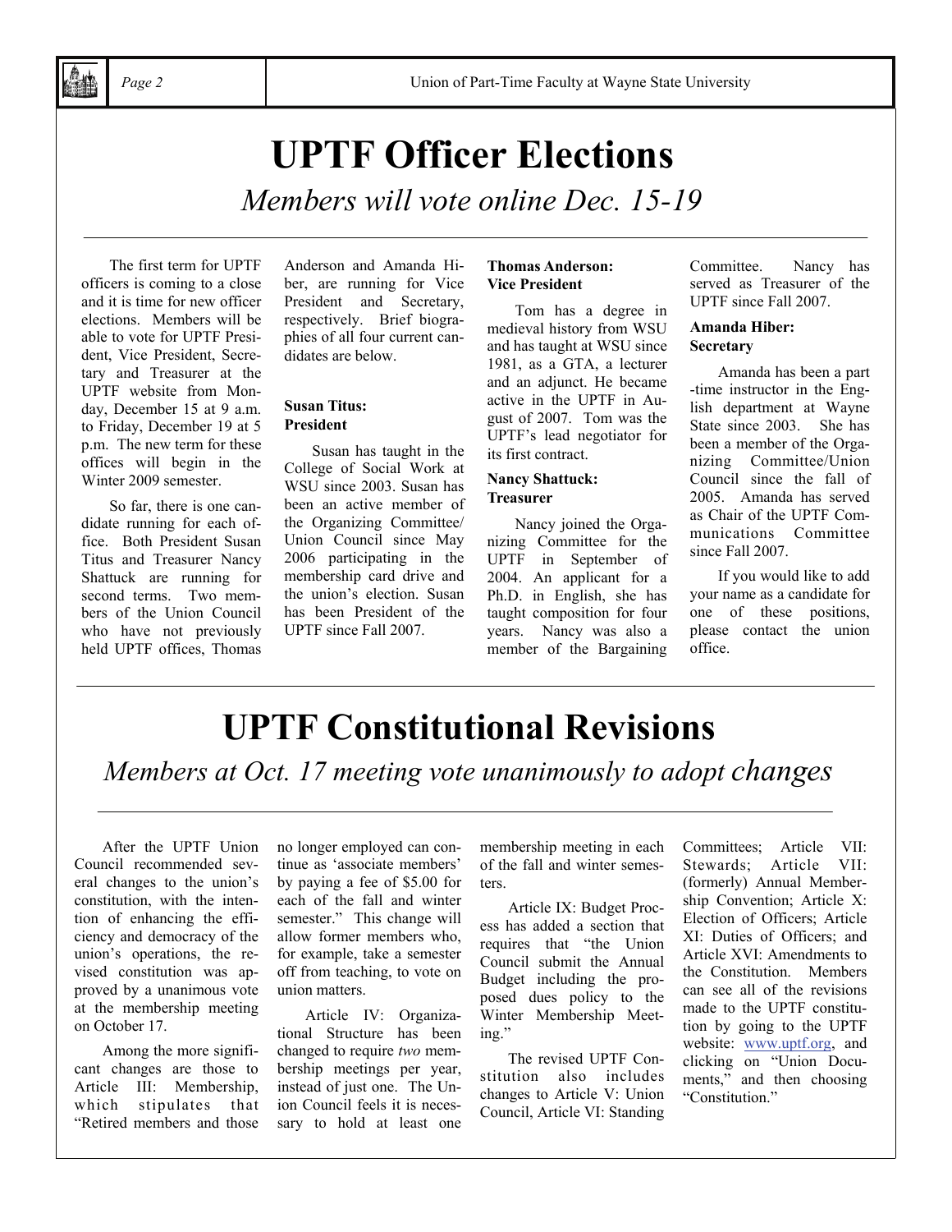# UPTF Officer Elections

*Members will vote online Dec. 15-19*

The first term for UPTF officers is coming to a close and it is time for new officer elections. Members will be able to vote for UPTF President, Vice President, Secretary and Treasurer at the UPTF website from Monday, December 15 at 9 a.m. to Friday, December 19 at 5 p.m. The new term for these offices will begin in the Winter 2009 semester.

So far, there is one candidate running for each office. Both President Susan Titus and Treasurer Nancy Shattuck are running for second terms. Two members of the Union Council who have not previously held UPTF offices, Thomas Anderson and Amanda Hiber, are running for Vice President and Secretary, respectively. Brief biographies of all four current candidates are below.

**Susan Titus: President**

Susan has taught in the College of Social Work at WSU since 2003. Susan has been an active member of the Organizing Committee/ Union Council since May 2006 participating in the membership card drive and the union's election. Susan has been President of the UPTF since Fall 2007.

**Thomas Anderson: Vice President**

Tom has a degree in medieval history from WSU and has taught at WSU since 1981, as a GTA, a lecturer and an adjunct. He became active in the UPTF in August of 2007. Tom was the UPTF's lead negotiator for its first contract.

**Nancy Shattuck: Treasurer**

Nancy joined the Organizing Committee for the UPTF in September of 2004. An applicant for a Ph.D. in English, she has taught composition for four years. Nancy was also a member of the Bargaining Committee. Nancy has served as Treasurer of the UPTF since Fall 2007.

**Amanda Hiber: Secretary**

Amanda has been a part-time instructor in the English department at Wayne State since 2003. She has been a member of the Organizing Committee/Union Council since the fall of 2005. Amanda has served as Chair of the UPTF Communications Committee since Fall 2007.

If you would like to add your name as a candidate for one of these positions, please contact the union office.

# UPTF Constitutional Revisions

*Members at Oct. 17 meeting vote unanimously to adopt changes*

After the UPTF Union Council recommended several changes to the union's constitution, with the intention of enhancing the efficiency and democracy of the union's operations, the revised constitution was approved by a unanimous vote at the membership meeting on October 17.

Among the more significant changes are those to Article III: Membership, which stipulates that "Retired members and those no longer employed can continue as 'associate members' by paying a fee of $5.00 for each of the fall and winter semester." This change will allow former members who, for example, take a semester off from teaching, to vote on union matters.

Article IV: Organizational Structure has been changed to require *two* membership meetings per year, instead of just one. The Union Council feels it is necessary to hold at least one membership meeting in each of the fall and winter semesters.

Article IX: Budget Process has added a section that requires that "the Union Council submit the Annual Budget including the proposed dues policy to the Winter Membership Meeting."

The revised UPTF Constitution also includes changes to Article V: Union Council, Article VI: Standing Committees; Article VII: Stewards; Article VII: (formerly) Annual Membership Convention; Article X: Election of Officers; Article XI: Duties of Officers; and Article XVI: Amendments to the Constitution. Members can see all of the revisions made to the UPTF constitution by going to the UPTF website: www.uptf.org, and clicking on "Union Documents," and then choosing "Constitution."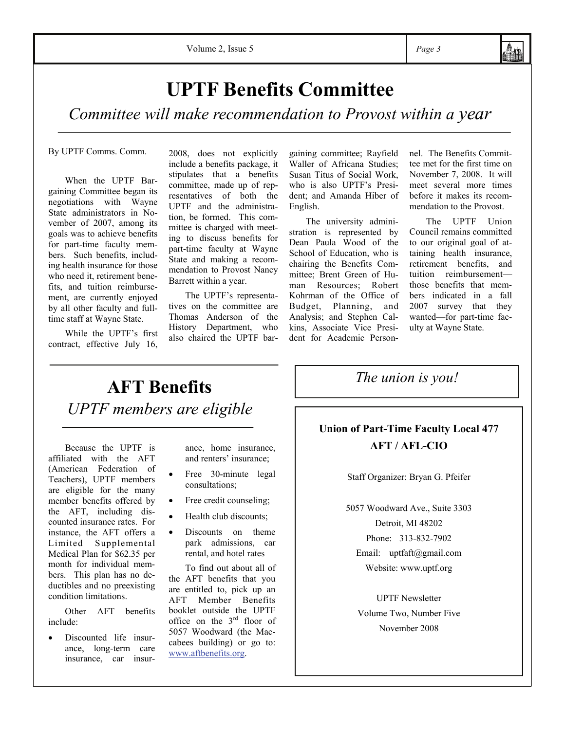# UPTF Benefits Committee

*Committee will make recommendation to Provost within a year*

By UPTF Comms. Comm.

When the UPTF Bargaining Committee began its negotiations with Wayne State administrators in November of 2007, among its goals was to achieve benefits for part-time faculty members. Such benefits, including health insurance for those who need it, retirement benefits, and tuition reimbursement, are currently enjoyed by all other faculty and full-time staff at Wayne State.

While the UPTF's first contract, effective July 16, 2008, does not explicitly include a benefits package, it stipulates that a benefits committee, made up of representatives of both the UPTF and the administration, be formed. This committee is charged with meeting to discuss benefits for part-time faculty at Wayne State and making a recommendation to Provost Nancy Barrett within a year.

The UPTF's representatives on the committee are Thomas Anderson of the History Department, who also chaired the UPTF bargaining committee; Rayfield Waller of Africana Studies; Susan Titus of Social Work, who is also UPTF's President; and Amanda Hiber of English.

The university administration is represented by Dean Paula Wood of the School of Education, who is chairing the Benefits Committee; Brent Green of Human Resources; Robert Kohrman of the Office of Budget, Planning, and Analysis; and Stephen Calkins, Associate Vice President for Academic Personnel. The Benefits Committee met for the first time on November 7, 2008. It will meet several more times before it makes its recommendation to the Provost.

The UPTF Union Council remains committed to our original goal of attaining health insurance, retirement benefits, and tuition reimbursement—those benefits that members indicated in a fall 2007 survey that they wanted—for part-time faculty at Wayne State.

# AFT Benefits

*UPTF members are eligible*

Because the UPTF is affiliated with the AFT (American Federation of Teachers), UPTF members are eligible for the many member benefits offered by the AFT, including discounted insurance rates. For instance, the AFT offers a Limited Supplemental Medical Plan for $62.35 per month for individual members. This plan has no deductibles and no preexisting condition limitations.

Other AFT benefits include:

- Discounted life insurance, long-term care insurance, car insurance, home insurance, and renters' insurance;
- Free 30-minute legal consultations;
- Free credit counseling;
- Health club discounts;
- Discounts on theme park admissions, car rental, and hotel rates

To find out about all of the AFT benefits that you are entitled to, pick up an AFT Member Benefits booklet outside the UPTF office on the 3rd floor of 5057 Woodward (the Maccabees building) or go to: www.aftbenefits.org.

*The union is you!*

**Union of Part-Time Faculty Local 477**

**AFT / AFL-CIO**

Staff Organizer: Bryan G. Pfeifer

5057 Woodward Ave., Suite 3303

Detroit, MI 48202

Phone: 313-832-7902

Email: uptfaft@gmail.com

Website: www.uptf.org

UPTF Newsletter

Volume Two, Number Five

November 2008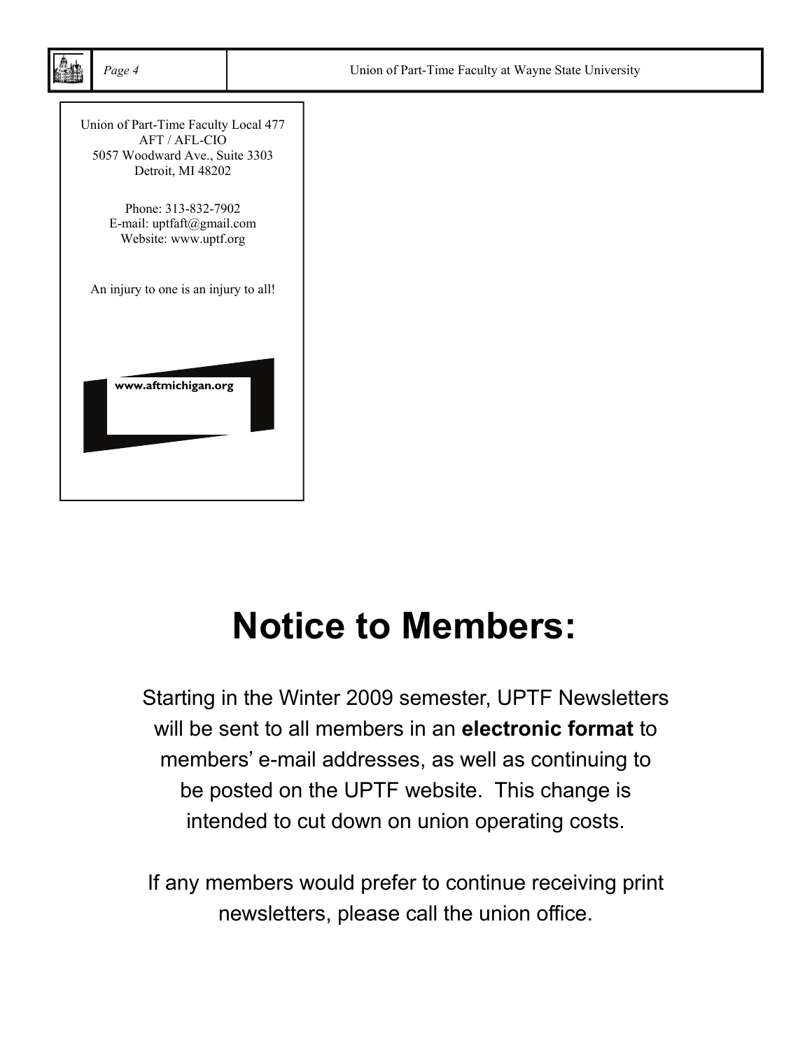Union of Part-Time Faculty Local 477
AFT / AFL-CIO
5057 Woodward Ave., Suite 3303
Detroit, MI 48202

Phone: 313-832-7902
E-mail: uptfaft@gmail.com
Website: www.uptf.org

An injury to one is an injury to all!

www.aftmichigan.org

# Notice to Members:

Starting in the Winter 2009 semester, UPTF Newsletters will be sent to all members in an **electronic format** to members' e-mail addresses, as well as continuing to be posted on the UPTF website. This change is intended to cut down on union operating costs.

If any members would prefer to continue receiving print newsletters, please call the union office.